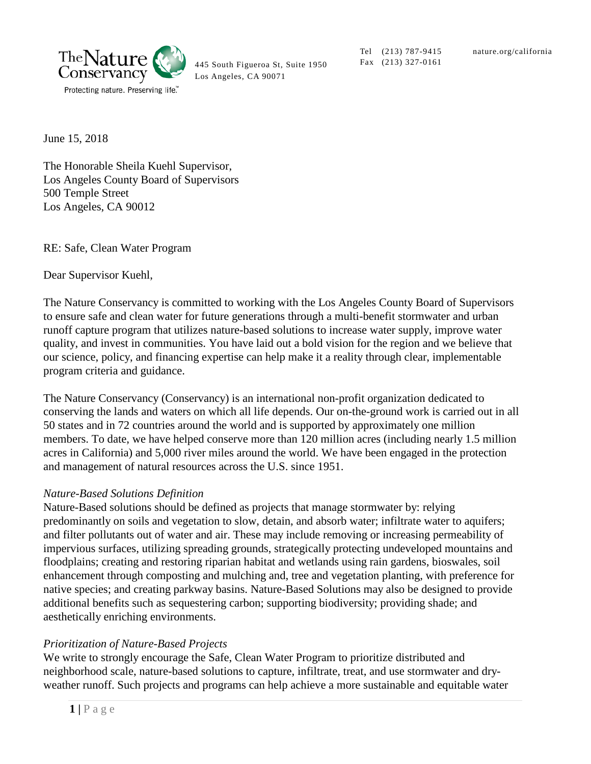The Nature Conservancy
Protecting nature. Preserving life.

445 South Figueroa St, Suite 1950
Los Angeles, CA 90071

Tel (213) 787-9415
Fax (213) 327-0161

nature.org/california

June 15, 2018

The Honorable Sheila Kuehl Supervisor,
Los Angeles County Board of Supervisors
500 Temple Street
Los Angeles, CA 90012

RE: Safe, Clean Water Program

Dear Supervisor Kuehl,

The Nature Conservancy is committed to working with the Los Angeles County Board of Supervisors to ensure safe and clean water for future generations through a multi-benefit stormwater and urban runoff capture program that utilizes nature-based solutions to increase water supply, improve water quality, and invest in communities. You have laid out a bold vision for the region and we believe that our science, policy, and financing expertise can help make it a reality through clear, implementable program criteria and guidance.

The Nature Conservancy (Conservancy) is an international non-profit organization dedicated to conserving the lands and waters on which all life depends. Our on-the-ground work is carried out in all 50 states and in 72 countries around the world and is supported by approximately one million members. To date, we have helped conserve more than 120 million acres (including nearly 1.5 million acres in California) and 5,000 river miles around the world. We have been engaged in the protection and management of natural resources across the U.S. since 1951.

*Nature-Based Solutions Definition*

Nature-Based solutions should be defined as projects that manage stormwater by: relying predominantly on soils and vegetation to slow, detain, and absorb water; infiltrate water to aquifers; and filter pollutants out of water and air. These may include removing or increasing permeability of impervious surfaces, utilizing spreading grounds, strategically protecting undeveloped mountains and floodplains; creating and restoring riparian habitat and wetlands using rain gardens, bioswales, soil enhancement through composting and mulching and, tree and vegetation planting, with preference for native species; and creating parkway basins. Nature-Based Solutions may also be designed to provide additional benefits such as sequestering carbon; supporting biodiversity; providing shade; and aesthetically enriching environments.

*Prioritization of Nature-Based Projects*

We write to strongly encourage the Safe, Clean Water Program to prioritize distributed and neighborhood scale, nature-based solutions to capture, infiltrate, treat, and use stormwater and dry-weather runoff. Such projects and programs can help achieve a more sustainable and equitable water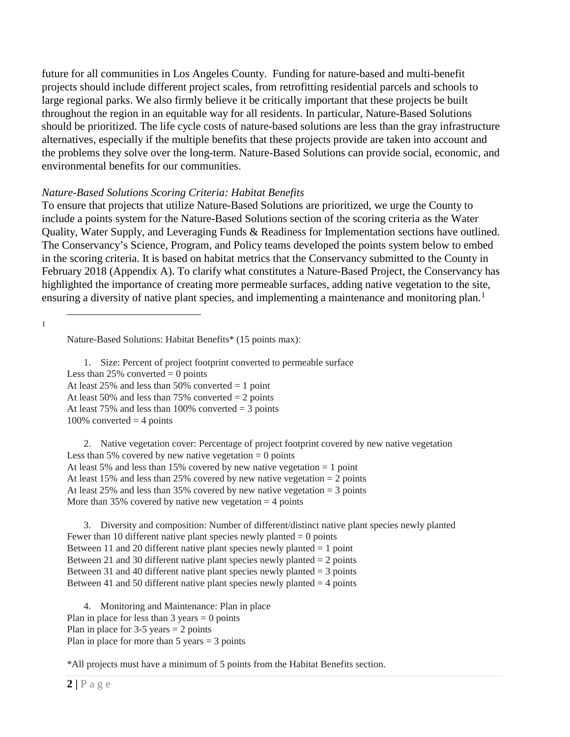future for all communities in Los Angeles County. Funding for nature-based and multi-benefit projects should include different project scales, from retrofitting residential parcels and schools to large regional parks. We also firmly believe it be critically important that these projects be built throughout the region in an equitable way for all residents. In particular, Nature-Based Solutions should be prioritized. The life cycle costs of nature-based solutions are less than the gray infrastructure alternatives, especially if the multiple benefits that these projects provide are taken into account and the problems they solve over the long-term. Nature-Based Solutions can provide social, economic, and environmental benefits for our communities.

*Nature-Based Solutions Scoring Criteria: Habitat Benefits*

To ensure that projects that utilize Nature-Based Solutions are prioritized, we urge the County to include a points system for the Nature-Based Solutions section of the scoring criteria as the Water Quality, Water Supply, and Leveraging Funds & Readiness for Implementation sections have outlined. The Conservancy's Science, Program, and Policy teams developed the points system below to embed in the scoring criteria. It is based on habitat metrics that the Conservancy submitted to the County in February 2018 (Appendix A). To clarify what constitutes a Nature-Based Project, the Conservancy has highlighted the importance of creating more permeable surfaces, adding native vegetation to the site, ensuring a diversity of native plant species, and implementing a maintenance and monitoring plan.[1]

---

[1] Nature-Based Solutions: Habitat Benefits* (15 points max):

1. Size: Percent of project footprint converted to permeable surface
   Less than 25% converted = 0 points
   At least 25% and less than 50% converted = 1 point
   At least 50% and less than 75% converted = 2 points
   At least 75% and less than 100% converted = 3 points
   100% converted = 4 points

2. Native vegetation cover: Percentage of project footprint covered by new native vegetation
   Less than 5% covered by new native vegetation = 0 points
   At least 5% and less than 15% covered by new native vegetation = 1 point
   At least 15% and less than 25% covered by new native vegetation = 2 points
   At least 25% and less than 35% covered by new native vegetation = 3 points
   More than 35% covered by native new vegetation = 4 points

3. Diversity and composition: Number of different/distinct native plant species newly planted
   Fewer than 10 different native plant species newly planted = 0 points
   Between 11 and 20 different native plant species newly planted = 1 point
   Between 21 and 30 different native plant species newly planted = 2 points
   Between 31 and 40 different native plant species newly planted = 3 points
   Between 41 and 50 different native plant species newly planted = 4 points

4. Monitoring and Maintenance: Plan in place
   Plan in place for less than 3 years = 0 points
   Plan in place for 3-5 years = 2 points
   Plan in place for more than 5 years = 3 points

*All projects must have a minimum of 5 points from the Habitat Benefits section.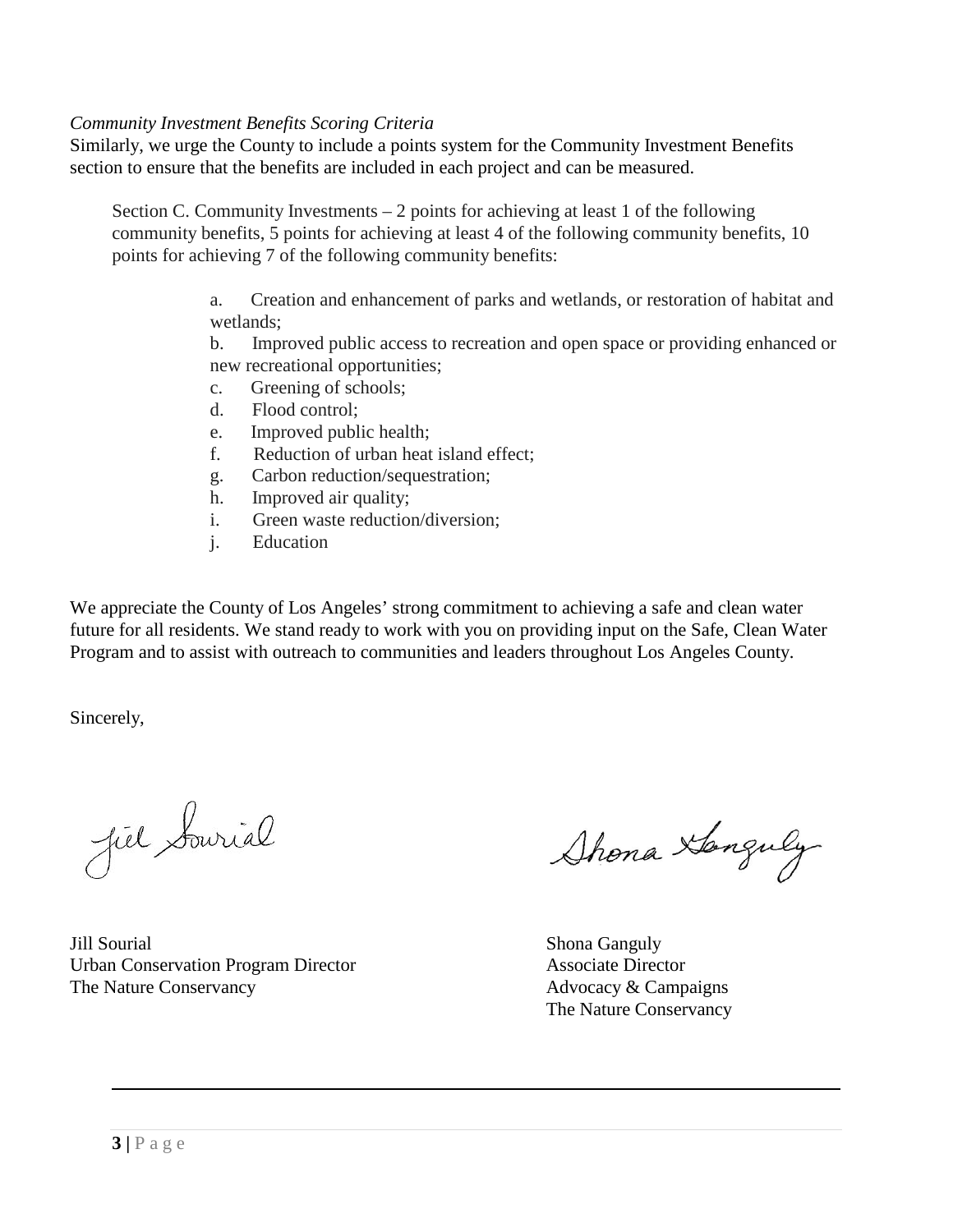*Community Investment Benefits Scoring Criteria*

Similarly, we urge the County to include a points system for the Community Investment Benefits section to ensure that the benefits are included in each project and can be measured.

> Section C. Community Investments – 2 points for achieving at least 1 of the following community benefits, 5 points for achieving at least 4 of the following community benefits, 10 points for achieving 7 of the following community benefits:
>
> a. Creation and enhancement of parks and wetlands, or restoration of habitat and wetlands;
> b. Improved public access to recreation and open space or providing enhanced or new recreational opportunities;
> c. Greening of schools;
> d. Flood control;
> e. Improved public health;
> f. Reduction of urban heat island effect;
> g. Carbon reduction/sequestration;
> h. Improved air quality;
> i. Green waste reduction/diversion;
> j. Education

We appreciate the County of Los Angeles' strong commitment to achieving a safe and clean water future for all residents. We stand ready to work with you on providing input on the Safe, Clean Water Program and to assist with outreach to communities and leaders throughout Los Angeles County.

Sincerely,

Jill Sourial
Urban Conservation Program Director
The Nature Conservancy

Shona Ganguly
Associate Director
Advocacy & Campaigns
The Nature Conservancy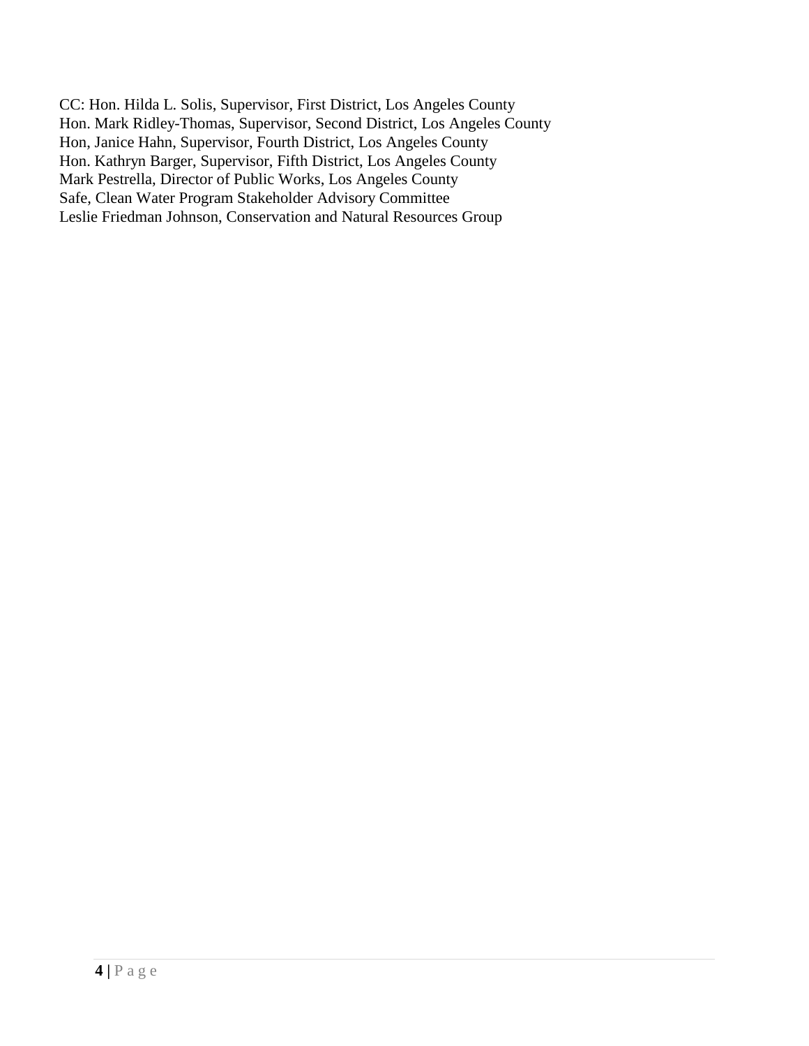CC: Hon. Hilda L. Solis, Supervisor, First District, Los Angeles County  
Hon. Mark Ridley-Thomas, Supervisor, Second District, Los Angeles County  
Hon, Janice Hahn, Supervisor, Fourth District, Los Angeles County  
Hon. Kathryn Barger, Supervisor, Fifth District, Los Angeles County  
Mark Pestrella, Director of Public Works, Los Angeles County  
Safe, Clean Water Program Stakeholder Advisory Committee  
Leslie Friedman Johnson, Conservation and Natural Resources Group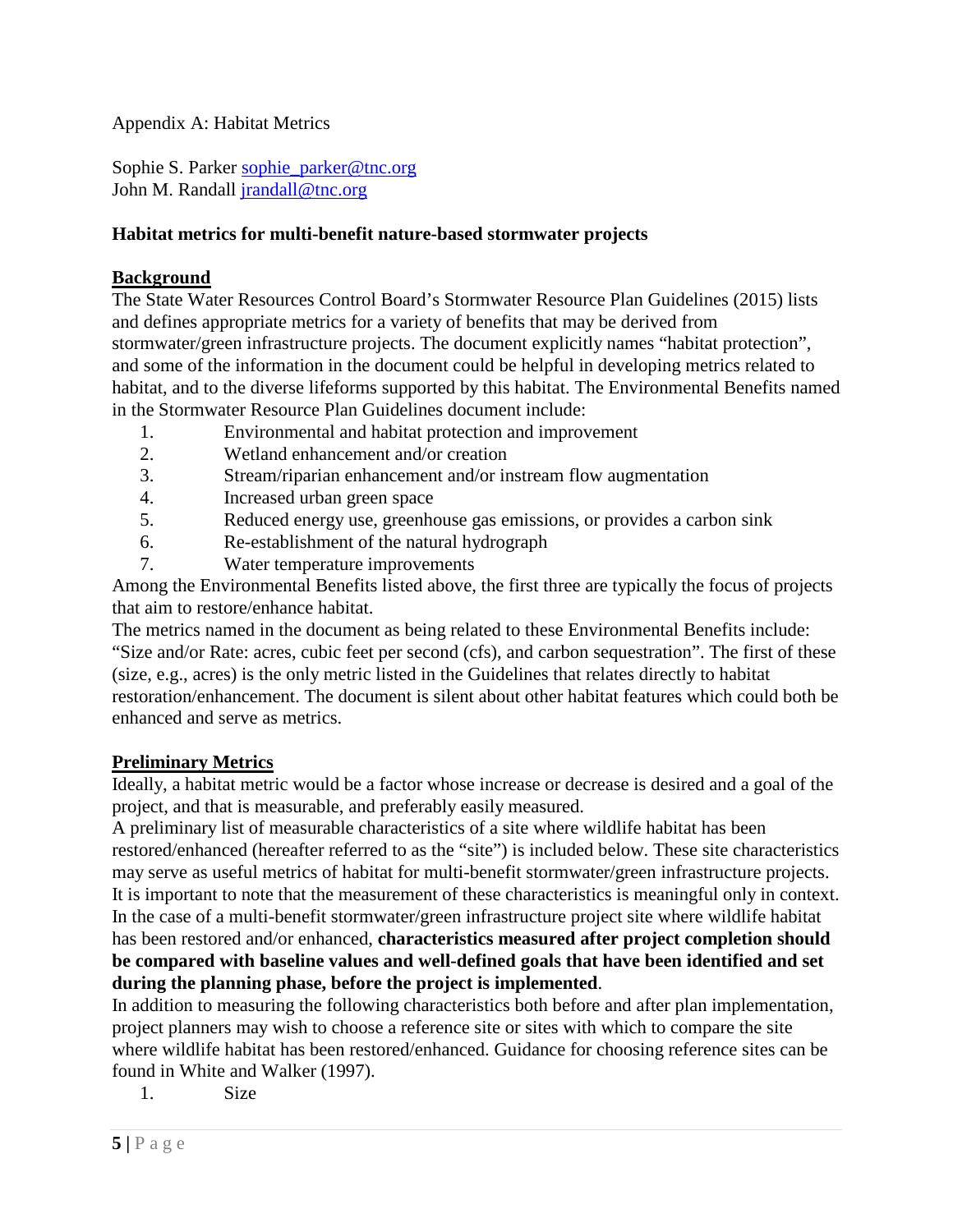Appendix A: Habitat Metrics

Sophie S. Parker sophie_parker@tnc.org
John M. Randall jrandall@tnc.org

**Habitat metrics for multi-benefit nature-based stormwater projects**

## Background

The State Water Resources Control Board's Stormwater Resource Plan Guidelines (2015) lists and defines appropriate metrics for a variety of benefits that may be derived from stormwater/green infrastructure projects. The document explicitly names "habitat protection", and some of the information in the document could be helpful in developing metrics related to habitat, and to the diverse lifeforms supported by this habitat. The Environmental Benefits named in the Stormwater Resource Plan Guidelines document include:

1. Environmental and habitat protection and improvement
2. Wetland enhancement and/or creation
3. Stream/riparian enhancement and/or instream flow augmentation
4. Increased urban green space
5. Reduced energy use, greenhouse gas emissions, or provides a carbon sink
6. Re-establishment of the natural hydrograph
7. Water temperature improvements

Among the Environmental Benefits listed above, the first three are typically the focus of projects that aim to restore/enhance habitat.

The metrics named in the document as being related to these Environmental Benefits include: "Size and/or Rate: acres, cubic feet per second (cfs), and carbon sequestration". The first of these (size, e.g., acres) is the only metric listed in the Guidelines that relates directly to habitat restoration/enhancement. The document is silent about other habitat features which could both be enhanced and serve as metrics.

## Preliminary Metrics

Ideally, a habitat metric would be a factor whose increase or decrease is desired and a goal of the project, and that is measurable, and preferably easily measured.

A preliminary list of measurable characteristics of a site where wildlife habitat has been restored/enhanced (hereafter referred to as the "site") is included below. These site characteristics may serve as useful metrics of habitat for multi-benefit stormwater/green infrastructure projects. It is important to note that the measurement of these characteristics is meaningful only in context. In the case of a multi-benefit stormwater/green infrastructure project site where wildlife habitat has been restored and/or enhanced, **characteristics measured after project completion should be compared with baseline values and well-defined goals that have been identified and set during the planning phase, before the project is implemented**.

In addition to measuring the following characteristics both before and after plan implementation, project planners may wish to choose a reference site or sites with which to compare the site where wildlife habitat has been restored/enhanced. Guidance for choosing reference sites can be found in White and Walker (1997).

1. Size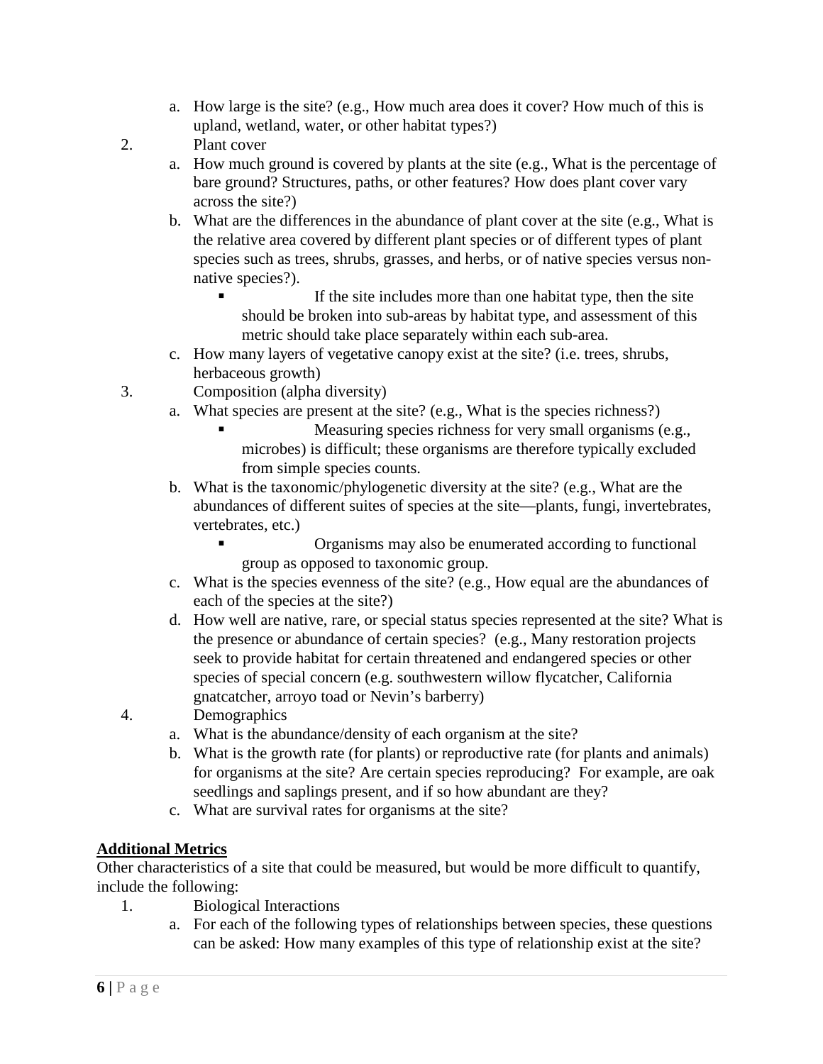a. How large is the site? (e.g., How much area does it cover? How much of this is upland, wetland, water, or other habitat types?)

2. Plant cover
   a. How much ground is covered by plants at the site (e.g., What is the percentage of bare ground? Structures, paths, or other features? How does plant cover vary across the site?)
   b. What are the differences in the abundance of plant cover at the site (e.g., What is the relative area covered by different plant species or of different types of plant species such as trees, shrubs, grasses, and herbs, or of native species versus non-native species?).
      - If the site includes more than one habitat type, then the site should be broken into sub-areas by habitat type, and assessment of this metric should take place separately within each sub-area.
   c. How many layers of vegetative canopy exist at the site? (i.e. trees, shrubs, herbaceous growth)

3. Composition (alpha diversity)
   a. What species are present at the site? (e.g., What is the species richness?)
      - Measuring species richness for very small organisms (e.g., microbes) is difficult; these organisms are therefore typically excluded from simple species counts.
   b. What is the taxonomic/phylogenetic diversity at the site? (e.g., What are the abundances of different suites of species at the site—plants, fungi, invertebrates, vertebrates, etc.)
      - Organisms may also be enumerated according to functional group as opposed to taxonomic group.
   c. What is the species evenness of the site? (e.g., How equal are the abundances of each of the species at the site?)
   d. How well are native, rare, or special status species represented at the site? What is the presence or abundance of certain species? (e.g., Many restoration projects seek to provide habitat for certain threatened and endangered species or other species of special concern (e.g. southwestern willow flycatcher, California gnatcatcher, arroyo toad or Nevin's barberry)

4. Demographics
   a. What is the abundance/density of each organism at the site?
   b. What is the growth rate (for plants) or reproductive rate (for plants and animals) for organisms at the site? Are certain species reproducing? For example, are oak seedlings and saplings present, and if so how abundant are they?
   c. What are survival rates for organisms at the site?

**Additional Metrics**

Other characteristics of a site that could be measured, but would be more difficult to quantify, include the following:

1. Biological Interactions
   a. For each of the following types of relationships between species, these questions can be asked: How many examples of this type of relationship exist at the site?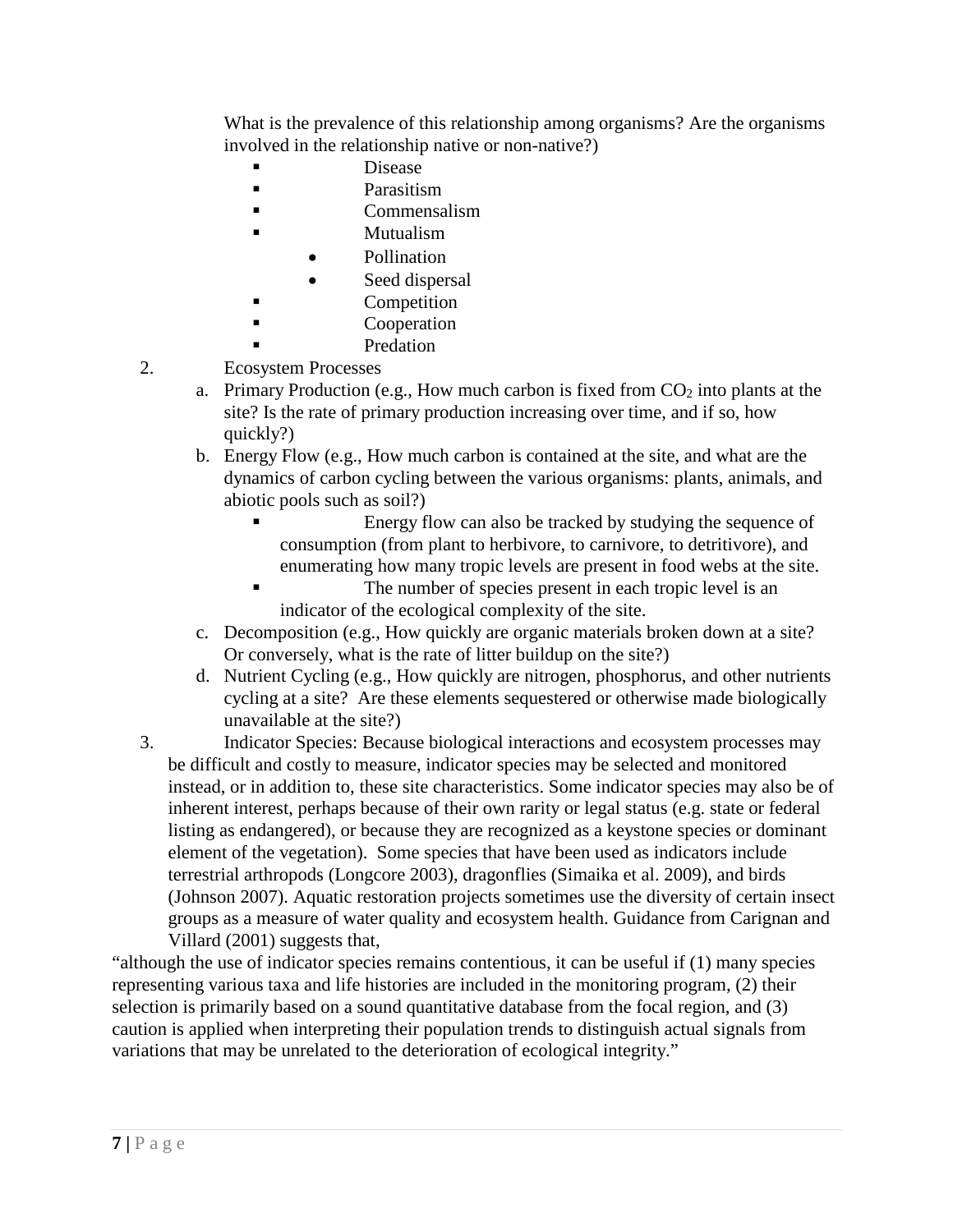What is the prevalence of this relationship among organisms? Are the organisms involved in the relationship native or non-native?)

- Disease
- Parasitism
- Commensalism
- Mutualism
    - Pollination
    - Seed dispersal
- Competition
- Cooperation
- Predation

2. Ecosystem Processes
    a. Primary Production (e.g., How much carbon is fixed from $CO_2$ into plants at the site? Is the rate of primary production increasing over time, and if so, how quickly?)
    b. Energy Flow (e.g., How much carbon is contained at the site, and what are the dynamics of carbon cycling between the various organisms: plants, animals, and abiotic pools such as soil?)
        - Energy flow can also be tracked by studying the sequence of consumption (from plant to herbivore, to carnivore, to detritivore), and enumerating how many tropic levels are present in food webs at the site.
        - The number of species present in each tropic level is an indicator of the ecological complexity of the site.
    c. Decomposition (e.g., How quickly are organic materials broken down at a site? Or conversely, what is the rate of litter buildup on the site?)
    d. Nutrient Cycling (e.g., How quickly are nitrogen, phosphorus, and other nutrients cycling at a site? Are these elements sequestered or otherwise made biologically unavailable at the site?)

3. Indicator Species: Because biological interactions and ecosystem processes may be difficult and costly to measure, indicator species may be selected and monitored instead, or in addition to, these site characteristics. Some indicator species may also be of inherent interest, perhaps because of their own rarity or legal status (e.g. state or federal listing as endangered), or because they are recognized as a keystone species or dominant element of the vegetation). Some species that have been used as indicators include terrestrial arthropods (Longcore 2003), dragonflies (Simaika et al. 2009), and birds (Johnson 2007). Aquatic restoration projects sometimes use the diversity of certain insect groups as a measure of water quality and ecosystem health. Guidance from Carignan and Villard (2001) suggests that,

"although the use of indicator species remains contentious, it can be useful if (1) many species representing various taxa and life histories are included in the monitoring program, (2) their selection is primarily based on a sound quantitative database from the focal region, and (3) caution is applied when interpreting their population trends to distinguish actual signals from variations that may be unrelated to the deterioration of ecological integrity."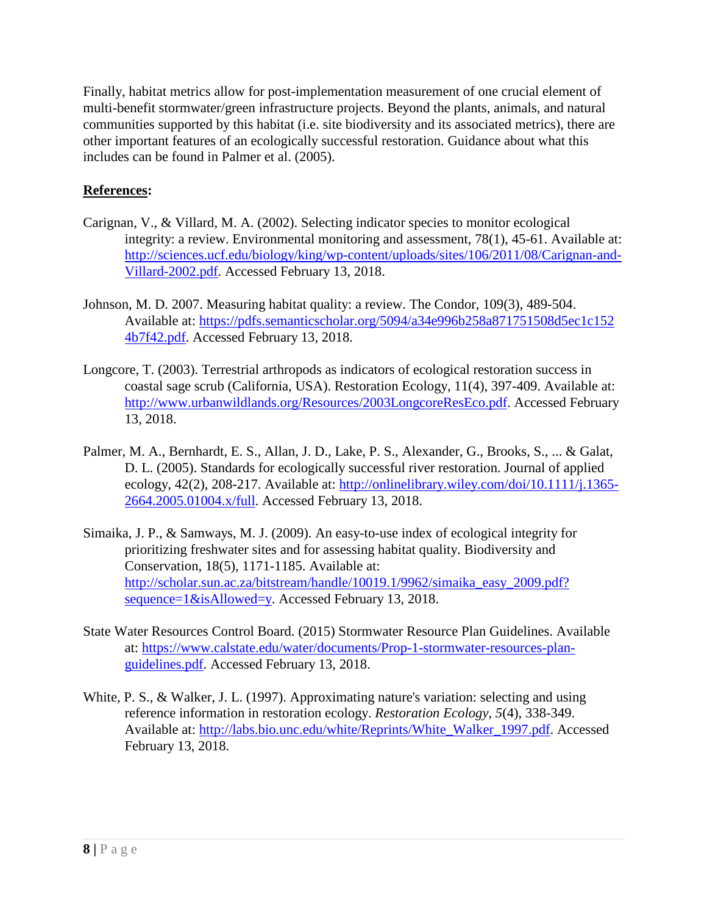Finally, habitat metrics allow for post-implementation measurement of one crucial element of multi-benefit stormwater/green infrastructure projects. Beyond the plants, animals, and natural communities supported by this habitat (i.e. site biodiversity and its associated metrics), there are other important features of an ecologically successful restoration. Guidance about what this includes can be found in Palmer et al. (2005).

**<u>References</u>:**

Carignan, V., & Villard, M. A. (2002). Selecting indicator species to monitor ecological integrity: a review. Environmental monitoring and assessment, 78(1), 45-61. Available at: http://sciences.ucf.edu/biology/king/wp-content/uploads/sites/106/2011/08/Carignan-and-Villard-2002.pdf. Accessed February 13, 2018.

Johnson, M. D. 2007. Measuring habitat quality: a review. The Condor, 109(3), 489-504. Available at: https://pdfs.semanticscholar.org/5094/a34e996b258a871751508d5ec1c1524b7f42.pdf. Accessed February 13, 2018.

Longcore, T. (2003). Terrestrial arthropods as indicators of ecological restoration success in coastal sage scrub (California, USA). Restoration Ecology, 11(4), 397-409. Available at: http://www.urbanwildlands.org/Resources/2003LongcoreResEco.pdf. Accessed February 13, 2018.

Palmer, M. A., Bernhardt, E. S., Allan, J. D., Lake, P. S., Alexander, G., Brooks, S., ... & Galat, D. L. (2005). Standards for ecologically successful river restoration. Journal of applied ecology, 42(2), 208-217. Available at: http://onlinelibrary.wiley.com/doi/10.1111/j.1365-2664.2005.01004.x/full. Accessed February 13, 2018.

Simaika, J. P., & Samways, M. J. (2009). An easy-to-use index of ecological integrity for prioritizing freshwater sites and for assessing habitat quality. Biodiversity and Conservation, 18(5), 1171-1185. Available at: http://scholar.sun.ac.za/bitstream/handle/10019.1/9962/simaika_easy_2009.pdf?sequence=1&isAllowed=y. Accessed February 13, 2018.

State Water Resources Control Board. (2015) Stormwater Resource Plan Guidelines. Available at: https://www.calstate.edu/water/documents/Prop-1-stormwater-resources-plan-guidelines.pdf. Accessed February 13, 2018.

White, P. S., & Walker, J. L. (1997). Approximating nature's variation: selecting and using reference information in restoration ecology. *Restoration Ecology*, *5*(4), 338-349. Available at: http://labs.bio.unc.edu/white/Reprints/White_Walker_1997.pdf. Accessed February 13, 2018.